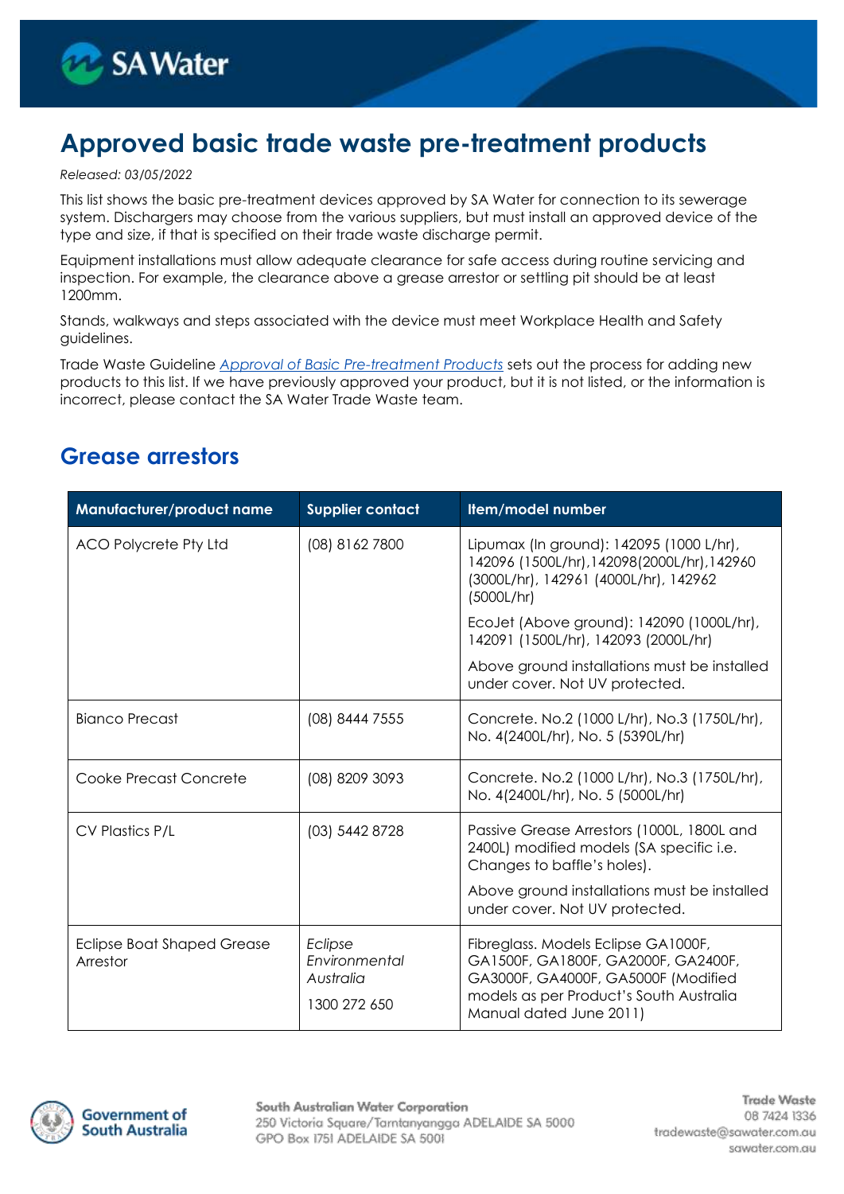# Approved basic trade waste pre-treatment products

*Released: 03/05/2022*

This list shows the basic pre-treatment devices approved by SA Water for connection to its sewerage system. Dischargers may choose from the various suppliers, but must install an approved device of the type and size, if that is specified on their trade waste discharge permit.

Equipment installations must allow adequate clearance for safe access during routine servicing and inspection. For example, the clearance above a grease arrestor or settling pit should be at least 1200mm.

Stands, walkways and steps associated with the device must meet Workplace Health and Safety guidelines.

Trade Waste Guideline *Approval of Basic Pre-treatment Products* sets out the process for adding new products to this list. If we have previously approved your product, but it is not listed, or the information is incorrect, please contact the SA Water Trade Waste team.

## Grease arrestors

| Manufacturer/product name | Supplier contact | Item/model number |
|---|---|---|
| ACO Polycrete Pty Ltd | (08) 8162 7800 | Lipumax (In ground): 142095 (1000 L/hr), 142096 (1500L/hr),142098(2000L/hr),142960 (3000L/hr), 142961 (4000L/hr), 142962 (5000L/hr)<br>EcoJet (Above ground): 142090 (1000L/hr), 142091 (1500L/hr), 142093 (2000L/hr)<br>Above ground installations must be installed under cover. Not UV protected. |
| Bianco Precast | (08) 8444 7555 | Concrete. No.2 (1000 L/hr), No.3 (1750L/hr), No. 4(2400L/hr), No. 5 (5390L/hr) |
| Cooke Precast Concrete | (08) 8209 3093 | Concrete. No.2 (1000 L/hr), No.3 (1750L/hr), No. 4(2400L/hr), No. 5 (5000L/hr) |
| CV Plastics P/L | (03) 5442 8728 | Passive Grease Arrestors (1000L, 1800L and 2400L) modified models (SA specific i.e. Changes to baffle's holes).<br>Above ground installations must be installed under cover. Not UV protected. |
| Eclipse Boat Shaped Grease Arrestor | *Eclipse Environmental Australia*<br>1300 272 650 | Fibreglass. Models Eclipse GA1000F, GA1500F, GA1800F, GA2000F, GA2400F, GA3000F, GA4000F, GA5000F (Modified models as per Product's South Australia Manual dated June 2011) |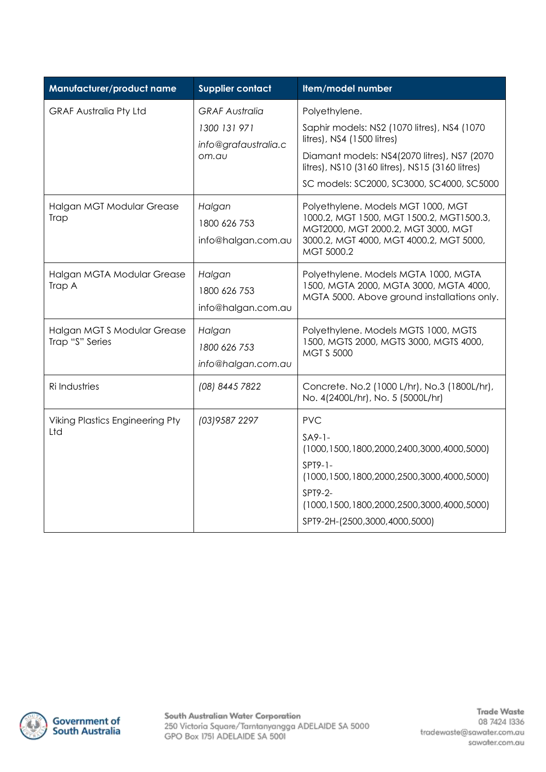| Manufacturer/product name | Supplier contact | Item/model number |
| --- | --- | --- |
| GRAF Australia Pty Ltd | *GRAF Australia*<br>*1300 131 971*<br>*info@grafaustralia.com.au* | Polyethylene.<br>Saphir models: NS2 (1070 litres), NS4 (1070 litres), NS4 (1500 litres)<br>Diamant models: NS4(2070 litres), NS7 (2070 litres), NS10 (3160 litres), NS15 (3160 litres)<br>SC models: SC2000, SC3000, SC4000, SC5000 |
| Halgan MGT Modular Grease Trap | *Halgan*<br>1800 626 753<br>info@halgan.com.au | Polyethylene. Models MGT 1000, MGT 1000.2, MGT 1500, MGT 1500.2, MGT1500.3, MGT2000, MGT 2000.2, MGT 3000, MGT 3000.2, MGT 4000, MGT 4000.2, MGT 5000, MGT 5000.2 |
| Halgan MGTA Modular Grease Trap A | Halgan<br>1800 626 753<br>info@halgan.com.au | Polyethylene. Models MGTA 1000, MGTA 1500, MGTA 2000, MGTA 3000, MGTA 4000, MGTA 5000. Above ground installations only. |
| Halgan MGT S Modular Grease Trap "S" Series | *Halgan*<br>*1800 626 753*<br>*info@halgan.com.au* | Polyethylene. Models MGTS 1000, MGTS 1500, MGTS 2000, MGTS 3000, MGTS 4000, MGT S 5000 |
| Ri Industries | *(08) 8445 7822* | Concrete. No.2 (1000 L/hr), No.3 (1800L/hr), No. 4(2400L/hr), No. 5 (5000L/hr) |
| Viking Plastics Engineering Pty Ltd | *(03)9587 2297* | PVC<br>SA9-1-(1000,1500,1800,2000,2400,3000,4000,5000)<br>SPT9-1-(1000,1500,1800,2000,2500,3000,4000,5000)<br>SPT9-2-(1000,1500,1800,2000,2500,3000,4000,5000)<br>SPT9-2H-(2500,3000,4000,5000) |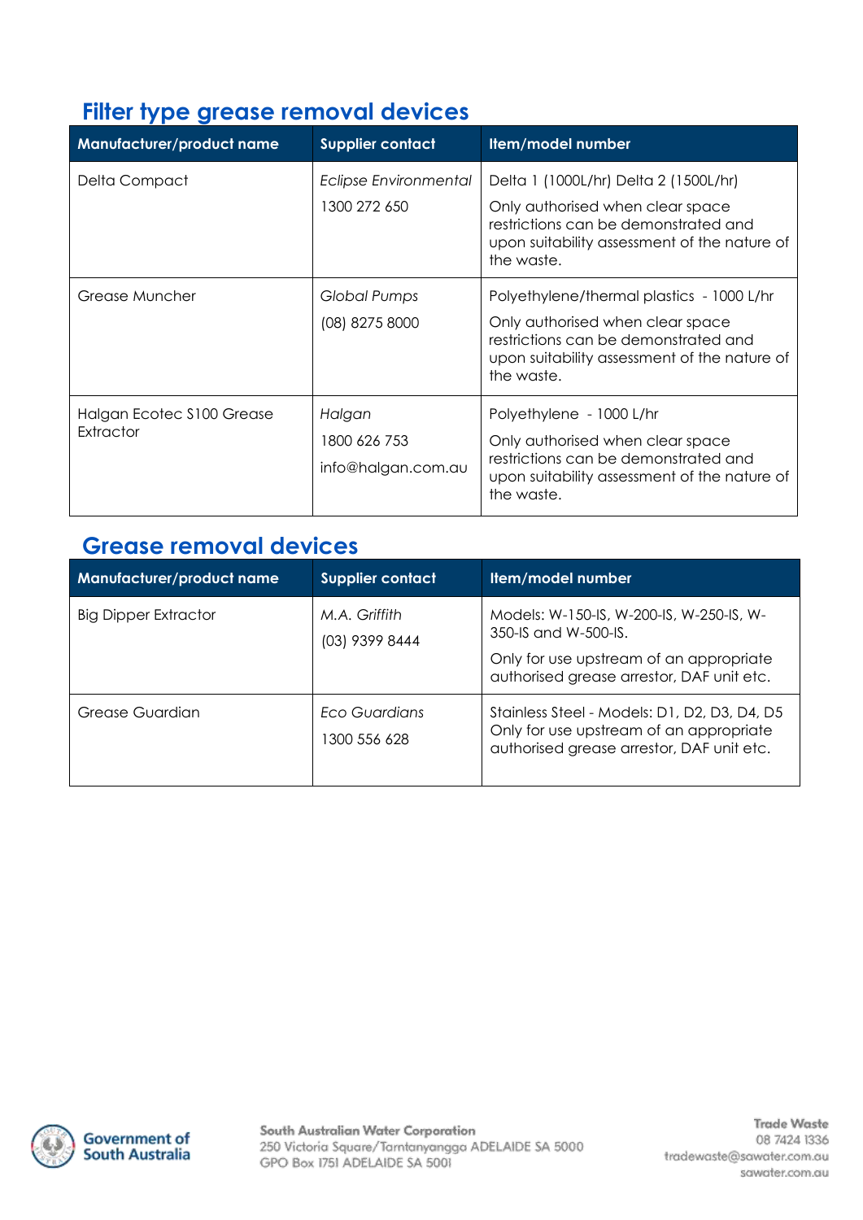## Filter type grease removal devices

| Manufacturer/product name | Supplier contact | Item/model number |
|---|---|---|
| Delta Compact | *Eclipse Environmental*<br>1300 272 650 | Delta 1 (1000L/hr) Delta 2 (1500L/hr)<br>Only authorised when clear space restrictions can be demonstrated and upon suitability assessment of the nature of the waste. |
| Grease Muncher | *Global Pumps*<br>(08) 8275 8000 | Polyethylene/thermal plastics - 1000 L/hr<br>Only authorised when clear space restrictions can be demonstrated and upon suitability assessment of the nature of the waste. |
| Halgan Ecotec S100 Grease Extractor | *Halgan*<br>1800 626 753<br>info@halgan.com.au | Polyethylene - 1000 L/hr<br>Only authorised when clear space restrictions can be demonstrated and upon suitability assessment of the nature of the waste. |

## Grease removal devices

| Manufacturer/product name | Supplier contact | Item/model number |
|---|---|---|
| Big Dipper Extractor | *M.A. Griffith*<br>(03) 9399 8444 | Models: W-150-IS, W-200-IS, W-250-IS, W-350-IS and W-500-IS.<br>Only for use upstream of an appropriate authorised grease arrestor, DAF unit etc. |
| Grease Guardian | *Eco Guardians*<br>1300 556 628 | Stainless Steel - Models: D1, D2, D3, D4, D5 Only for use upstream of an appropriate authorised grease arrestor, DAF unit etc. |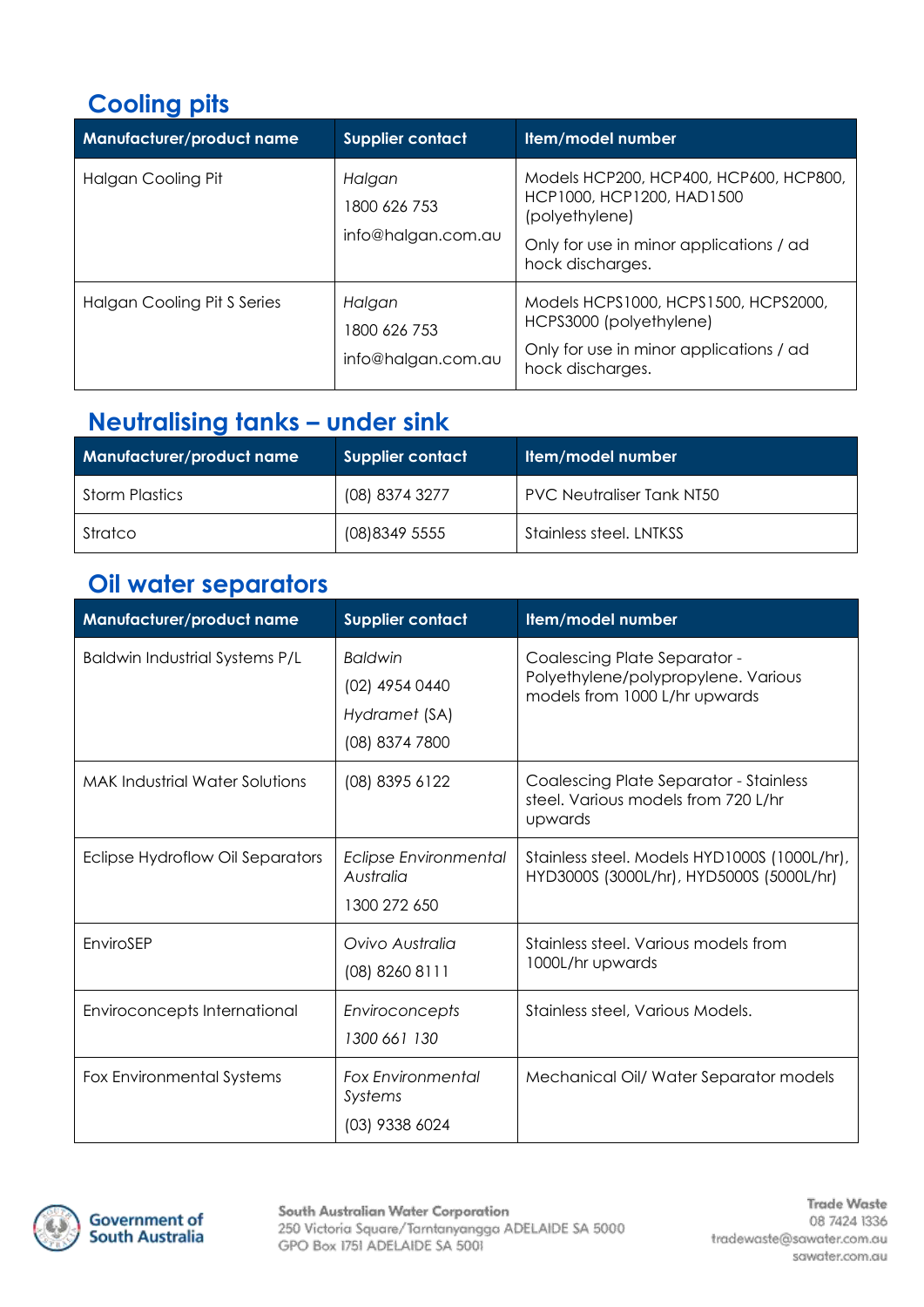## Cooling pits

| Manufacturer/product name | Supplier contact | Item/model number |
|---|---|---|
| Halgan Cooling Pit | *Halgan*<br>1800 626 753<br>info@halgan.com.au | Models HCP200, HCP400, HCP600, HCP800, HCP1000, HCP1200, HAD1500 (polyethylene)<br>Only for use in minor applications / ad hock discharges. |
| Halgan Cooling Pit S Series | *Halgan*<br>1800 626 753<br>info@halgan.com.au | Models HCPS1000, HCPS1500, HCPS2000, HCPS3000 (polyethylene)<br>Only for use in minor applications / ad hock discharges. |

## Neutralising tanks – under sink

| Manufacturer/product name | Supplier contact | Item/model number |
|---|---|---|
| Storm Plastics | (08) 8374 3277 | PVC Neutraliser Tank NT50 |
| Stratco | (08)8349 5555 | Stainless steel. LNTKSS |

## Oil water separators

| Manufacturer/product name | Supplier contact | Item/model number |
|---|---|---|
| Baldwin Industrial Systems P/L | *Baldwin*<br>(02) 4954 0440<br>*Hydramet* (SA)<br>(08) 8374 7800 | Coalescing Plate Separator - Polyethylene/polypropylene. Various models from 1000 L/hr upwards |
| MAK Industrial Water Solutions | (08) 8395 6122 | Coalescing Plate Separator - Stainless steel. Various models from 720 L/hr upwards |
| Eclipse Hydroflow Oil Separators | *Eclipse Environmental Australia*<br>1300 272 650 | Stainless steel. Models HYD1000S (1000L/hr), HYD3000S (3000L/hr), HYD5000S (5000L/hr) |
| EnviroSEP | *Ovivo Australia*<br>(08) 8260 8111 | Stainless steel. Various models from 1000L/hr upwards |
| Enviroconcepts International | *Enviroconcepts*<br>*1300 661 130* | Stainless steel, Various Models. |
| Fox Environmental Systems | *Fox Environmental Systems*<br>(03) 9338 6024 | Mechanical Oil/ Water Separator models |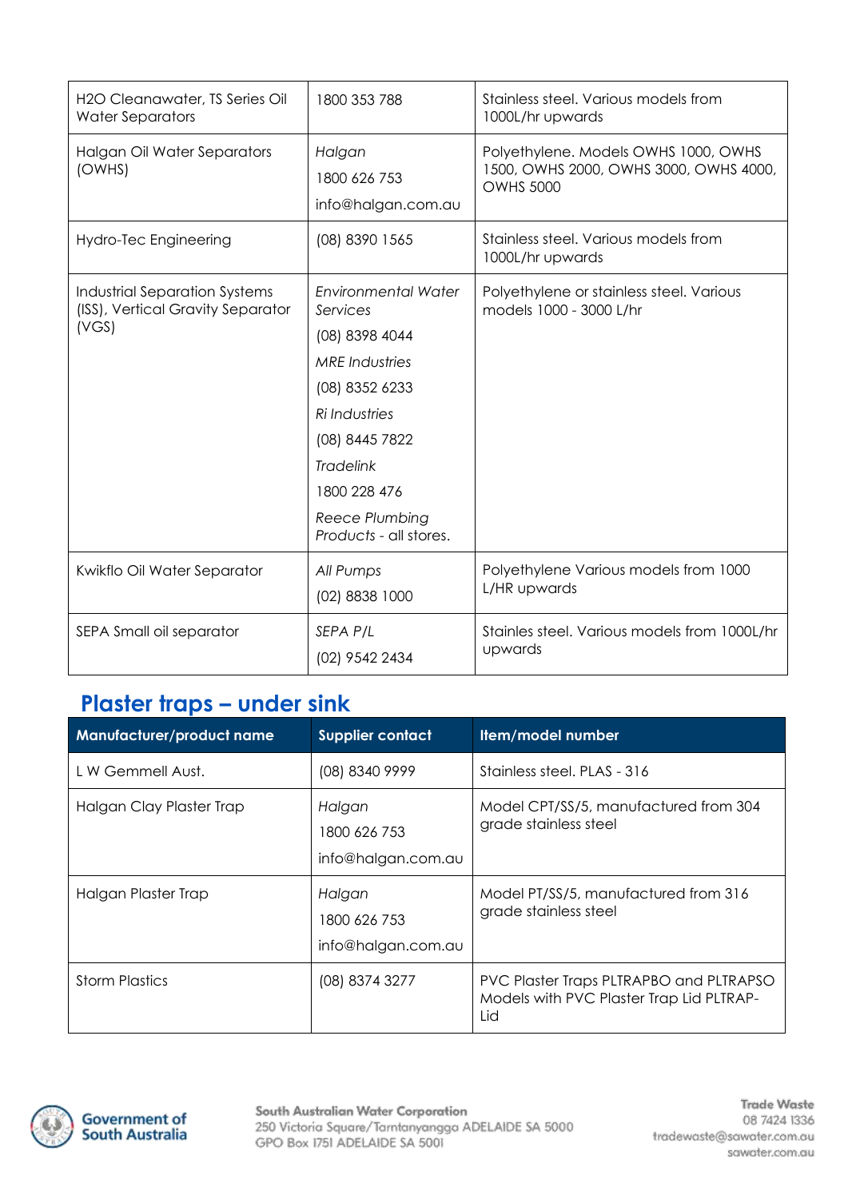| | | |
|---|---|---|
| H2O Cleanawater, TS Series Oil Water Separators | 1800 353 788 | Stainless steel. Various models from 1000L/hr upwards |
| Halgan Oil Water Separators (OWHS) | *Halgan*<br>1800 626 753<br>info@halgan.com.au | Polyethylene. Models OWHS 1000, OWHS 1500, OWHS 2000, OWHS 3000, OWHS 4000, OWHS 5000 |
| Hydro-Tec Engineering | (08) 8390 1565 | Stainless steel. Various models from 1000L/hr upwards |
| Industrial Separation Systems (ISS), Vertical Gravity Separator (VGS) | *Environmental Water Services*<br>(08) 8398 4044<br>*MRE Industries*<br>(08) 8352 6233<br>*Ri Industries*<br>(08) 8445 7822<br>*Tradelink*<br>1800 228 476<br>*Reece Plumbing Products* - all stores. | Polyethylene or stainless steel. Various models 1000 - 3000 L/hr |
| Kwikflo Oil Water Separator | *All Pumps*<br>(02) 8838 1000 | Polyethylene Various models from 1000 L/HR upwards |
| SEPA Small oil separator | *SEPA P/L*<br>(02) 9542 2434 | Stainles steel. Various models from 1000L/hr upwards |

## Plaster traps – under sink

| Manufacturer/product name | Supplier contact | Item/model number |
|---|---|---|
| L W Gemmell Aust. | (08) 8340 9999 | Stainless steel. PLAS - 316 |
| Halgan Clay Plaster Trap | *Halgan*<br>1800 626 753<br>info@halgan.com.au | Model CPT/SS/5, manufactured from 304 grade stainless steel |
| Halgan Plaster Trap | *Halgan*<br>1800 626 753<br>info@halgan.com.au | Model PT/SS/5, manufactured from 316 grade stainless steel |
| Storm Plastics | (08) 8374 3277 | PVC Plaster Traps PLTRAPBO and PLTRAPSO Models with PVC Plaster Trap Lid PLTRAP-Lid |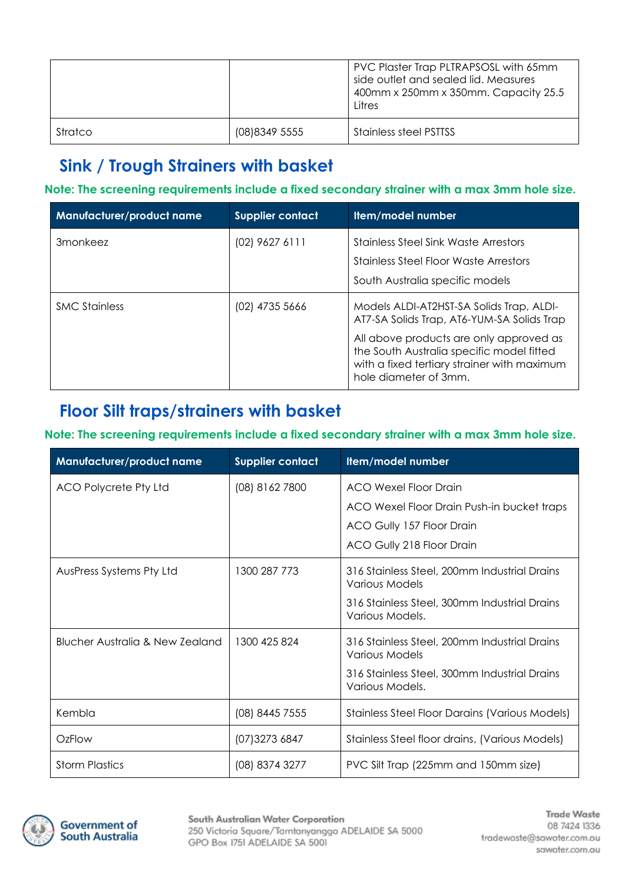| | | |
|---|---|---|
| | | PVC Plaster Trap PLTRAPSOSL with 65mm side outlet and sealed lid. Measures 400mm x 250mm x 350mm. Capacity 25.5 Litres |
| Stratco | (08)8349 5555 | Stainless steel PSTTSS |

## Sink / Trough Strainers with basket

**Note: The screening requirements include a fixed secondary strainer with a max 3mm hole size.**

| Manufacturer/product name | Supplier contact | Item/model number |
|---|---|---|
| 3monkeez | (02) 9627 6111 | Stainless Steel Sink Waste Arrestors<br>Stainless Steel Floor Waste Arrestors<br>South Australia specific models |
| SMC Stainless | (02) 4735 5666 | Models ALDI-AT2HST-SA Solids Trap, ALDI-AT7-SA Solids Trap, AT6-YUM-SA Solids Trap<br>All above products are only approved as the South Australia specific model fitted with a fixed tertiary strainer with maximum hole diameter of 3mm. |

## Floor Silt traps/strainers with basket

**Note: The screening requirements include a fixed secondary strainer with a max 3mm hole size.**

| Manufacturer/product name | Supplier contact | Item/model number |
|---|---|---|
| ACO Polycrete Pty Ltd | (08) 8162 7800 | ACO Wexel Floor Drain<br>ACO Wexel Floor Drain Push-in bucket traps<br>ACO Gully 157 Floor Drain<br>ACO Gully 218 Floor Drain |
| AusPress Systems Pty Ltd | 1300 287 773 | 316 Stainless Steel, 200mm Industrial Drains Various Models<br>316 Stainless Steel, 300mm Industrial Drains Various Models. |
| Blucher Australia & New Zealand | 1300 425 824 | 316 Stainless Steel, 200mm Industrial Drains Various Models<br>316 Stainless Steel, 300mm Industrial Drains Various Models. |
| Kembla | (08) 8445 7555 | Stainless Steel Floor Darains (Various Models) |
| OzFlow | (07)3273 6847 | Stainless Steel floor drains, (Various Models) |
| Storm Plastics | (08) 8374 3277 | PVC Silt Trap (225mm and 150mm size) |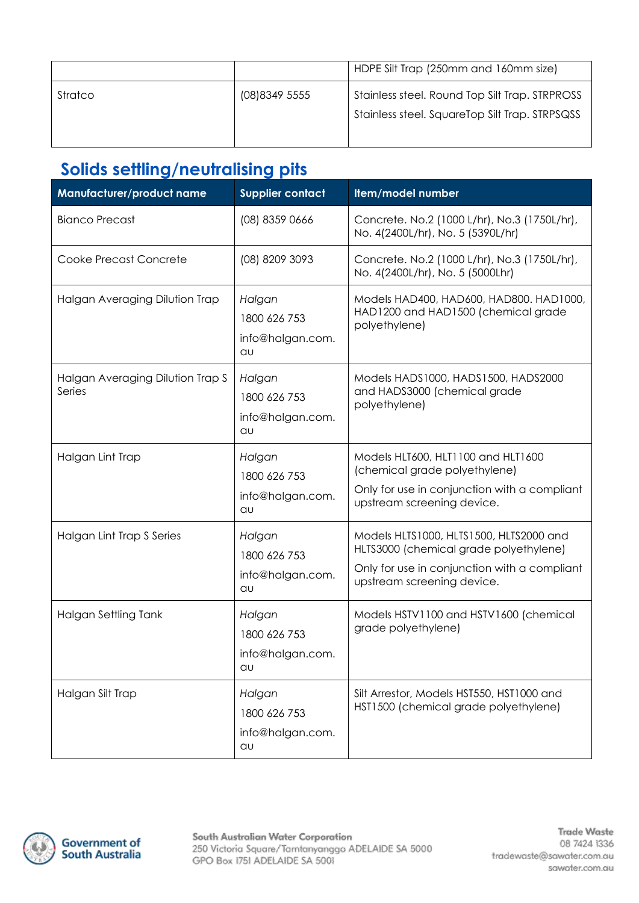| | | |
|---|---|---|
| | | HDPE Silt Trap (250mm and 160mm size) |
| Stratco | (08)8349 5555 | Stainless steel. Round Top Silt Trap. STRPROSS<br>Stainless steel. SquareTop Silt Trap. STRPSQSS |

## Solids settling/neutralising pits

| Manufacturer/product name | Supplier contact | Item/model number |
|---|---|---|
| Bianco Precast | (08) 8359 0666 | Concrete. No.2 (1000 L/hr), No.3 (1750L/hr), No. 4(2400L/hr), No. 5 (5390L/hr) |
| Cooke Precast Concrete | (08) 8209 3093 | Concrete. No.2 (1000 L/hr), No.3 (1750L/hr), No. 4(2400L/hr), No. 5 (5000Lhr) |
| Halgan Averaging Dilution Trap | *Halgan*<br>1800 626 753<br>info@halgan.com.au | Models HAD400, HAD600, HAD800. HAD1000, HAD1200 and HAD1500 (chemical grade polyethylene) |
| Halgan Averaging Dilution Trap S Series | *Halgan*<br>1800 626 753<br>info@halgan.com.au | Models HADS1000, HADS1500, HADS2000 and HADS3000 (chemical grade polyethylene) |
| Halgan Lint Trap | *Halgan*<br>1800 626 753<br>info@halgan.com.au | Models HLT600, HLT1100 and HLT1600 (chemical grade polyethylene)<br>Only for use in conjunction with a compliant upstream screening device. |
| Halgan Lint Trap S Series | *Halgan*<br>1800 626 753<br>info@halgan.com.au | Models HLTS1000, HLTS1500, HLTS2000 and HLTS3000 (chemical grade polyethylene)<br>Only for use in conjunction with a compliant upstream screening device. |
| Halgan Settling Tank | *Halgan*<br>1800 626 753<br>info@halgan.com.au | Models HSTV1100 and HSTV1600 (chemical grade polyethylene) |
| Halgan Silt Trap | *Halgan*<br>1800 626 753<br>info@halgan.com.au | Silt Arrestor, Models HST550, HST1000 and HST1500 (chemical grade polyethylene) |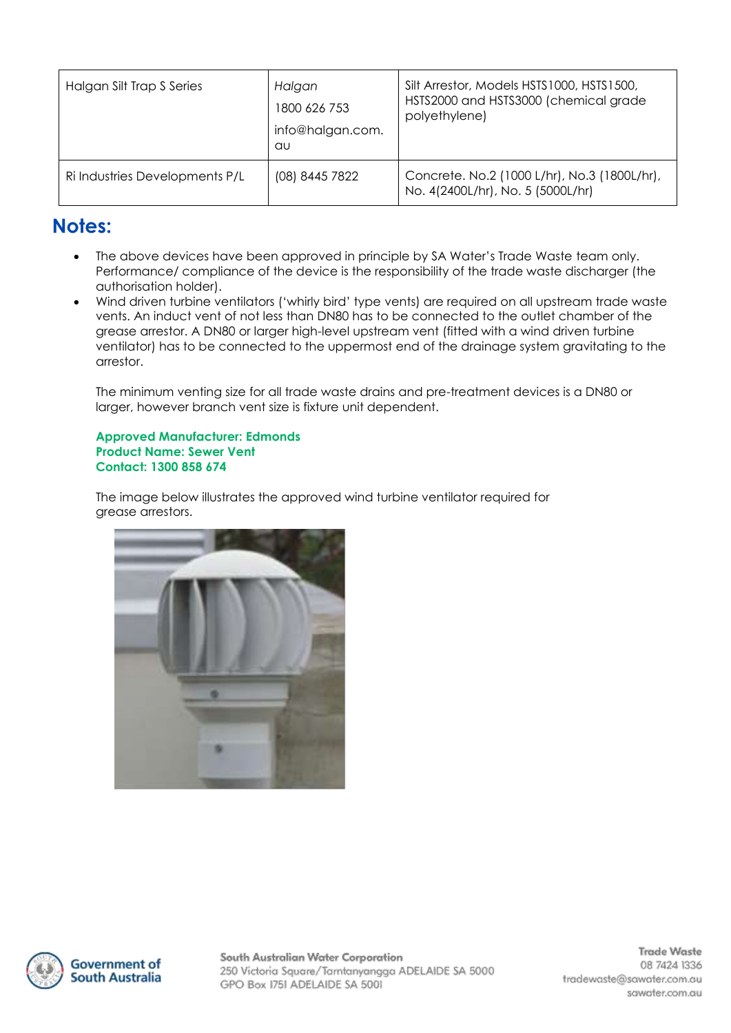| | | |
|---|---|---|
| Halgan Silt Trap S Series | *Halgan*<br>1800 626 753<br>info@halgan.com.au | Silt Arrestor, Models HSTS1000, HSTS1500, HSTS2000 and HSTS3000 (chemical grade polyethylene) |
| Ri Industries Developments P/L | (08) 8445 7822 | Concrete. No.2 (1000 L/hr), No.3 (1800L/hr), No. 4(2400L/hr), No. 5 (5000L/hr) |

## Notes:

- The above devices have been approved in principle by SA Water's Trade Waste team only. Performance/ compliance of the device is the responsibility of the trade waste discharger (the authorisation holder).
- Wind driven turbine ventilators ('whirly bird' type vents) are required on all upstream trade waste vents. An induct vent of not less than DN80 has to be connected to the outlet chamber of the grease arrestor. A DN80 or larger high-level upstream vent (fitted with a wind driven turbine ventilator) has to be connected to the uppermost end of the drainage system gravitating to the arrestor.

  The minimum venting size for all trade waste drains and pre-treatment devices is a DN80 or larger, however branch vent size is fixture unit dependent.

  **Approved Manufacturer: Edmonds**
  **Product Name: Sewer Vent**
  **Contact: 1300 858 674**

  The image below illustrates the approved wind turbine ventilator required for grease arrestors.